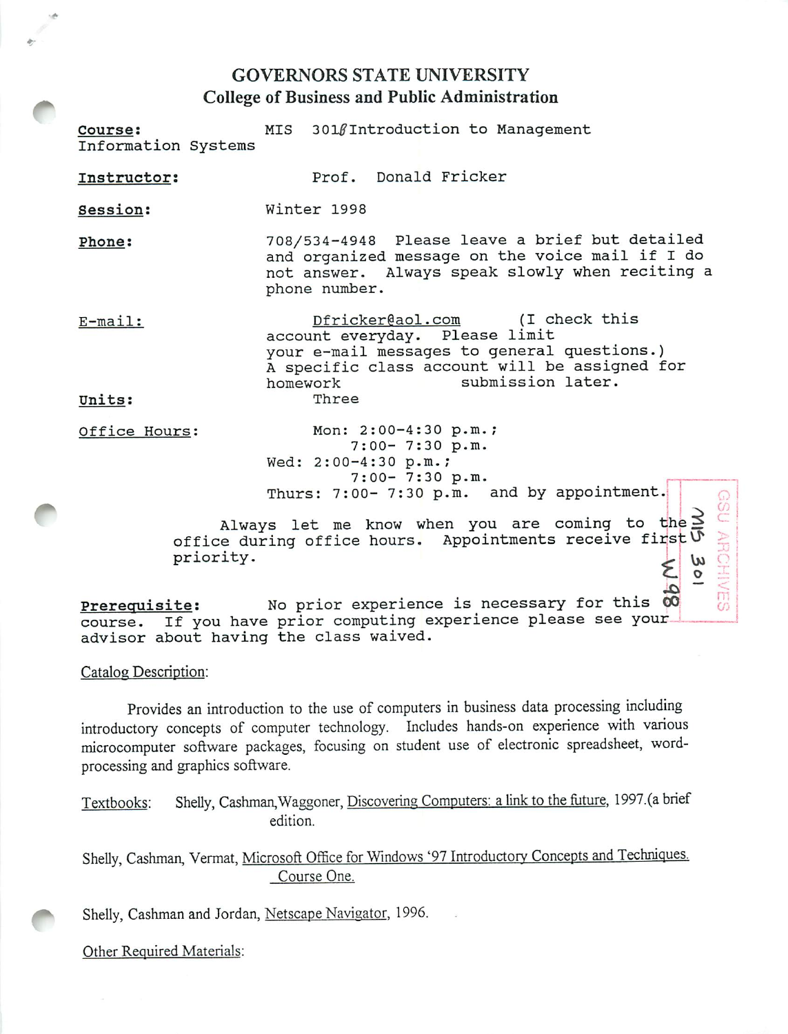# GOVERNORS STATE UNIVERSITY

## College of Business and Public Administration

**Course:** MIS 301 Introduction to Management Information Systems

**Instructor:** Prof. Donald Fricker

**Session:** Winter 1998

**Phone:** 708/534-4948 Please leave a brief but detailed and organized message on the voice mail if I do not answer. Always speak slowly when reciting a phone number.

**E-mail:** Dfricker@aol.com (I check this account everyday. Please limit your e-mail messages to general questions.) A specific class account will be assigned for homework submission later.

**Units:** Three

**Office Hours:**
Mon: 2:00-4:30 p.m.;
7:00- 7:30 p.m.
Wed: 2:00-4:30 p.m.;
7:00- 7:30 p.m.
Thurs: 7:00- 7:30 p.m. and by appointment.

Always let me know when you are coming to the office during office hours. Appointments receive first priority.

GSU ARCHIVES MIS 301 W 98

**Prerequisite:** No prior experience is necessary for this course. If you have prior computing experience please see your advisor about having the class waived.

Catalog Description:

Provides an introduction to the use of computers in business data processing including introductory concepts of computer technology. Includes hands-on experience with various microcomputer software packages, focusing on student use of electronic spreadsheet, word-processing and graphics software.

Textbooks: Shelly, Cashman,Waggoner, Discovering Computers: a link to the future, 1997.(a brief edition.

Shelly, Cashman, Vermat, Microsoft Office for Windows '97 Introductory Concepts and Techniques. Course One.

Shelly, Cashman and Jordan, Netscape Navigator, 1996.

Other Required Materials: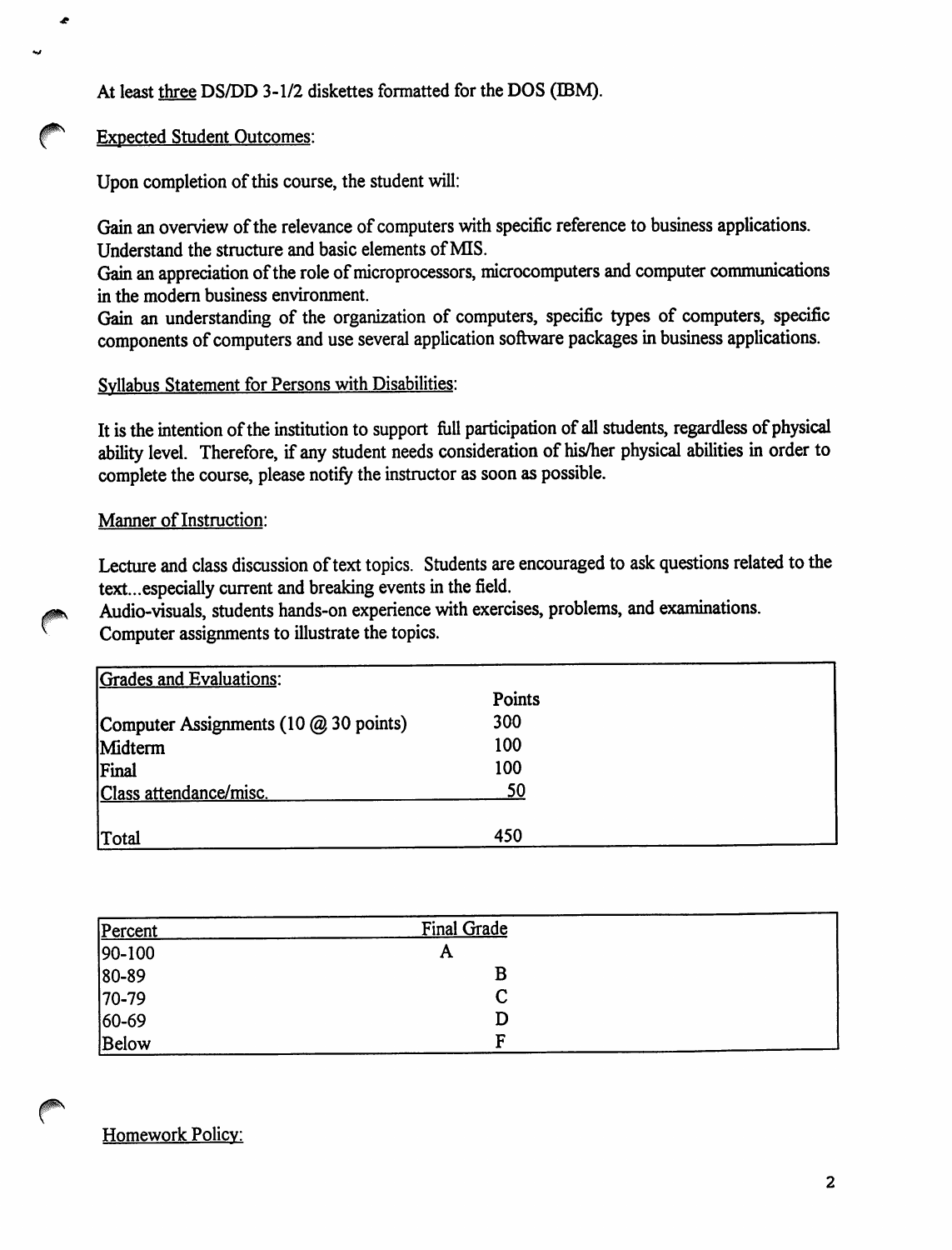At least three DS/DD 3-1/2 diskettes formatted for the DOS (IBM).

## Expected Student Outcomes:

Upon completion of this course, the student will:

Gain an overview of the relevance of computers with specific reference to business applications.
Understand the structure and basic elements of MIS.
Gain an appreciation of the role of microprocessors, microcomputers and computer communications in the modern business environment.
Gain an understanding of the organization of computers, specific types of computers, specific components of computers and use several application software packages in business applications.

## Syllabus Statement for Persons with Disabilities:

It is the intention of the institution to support full participation of all students, regardless of physical ability level. Therefore, if any student needs consideration of his/her physical abilities in order to complete the course, please notify the instructor as soon as possible.

## Manner of Instruction:

Lecture and class discussion of text topics. Students are encouraged to ask questions related to the text...especially current and breaking events in the field.
Audio-visuals, students hands-on experience with exercises, problems, and examinations.
Computer assignments to illustrate the topics.

| Grades and Evaluations: | Points |
|---|---|
| Computer Assignments (10 @ 30 points) | 300 |
| Midterm | 100 |
| Final | 100 |
| Class attendance/misc. | 50 |
| Total | 450 |

| Percent | Final Grade |
|---|---|
| 90-100 | A |
| 80-89 | B |
| 70-79 | C |
| 60-69 | D |
| Below | F |

## Homework Policy: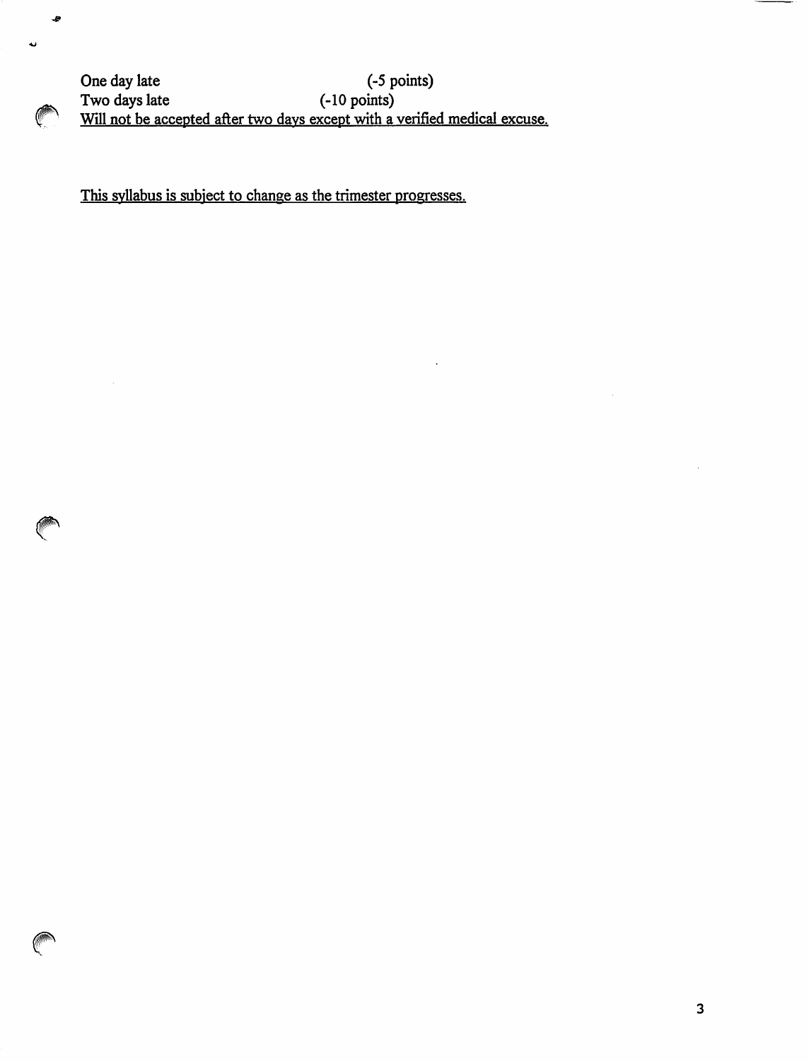One day late (-5 points)
Two days late (-10 points)
<u>Will not be accepted after two days except with a verified medical excuse.</u>

<u>This syllabus is subject to change as the trimester progresses.</u>